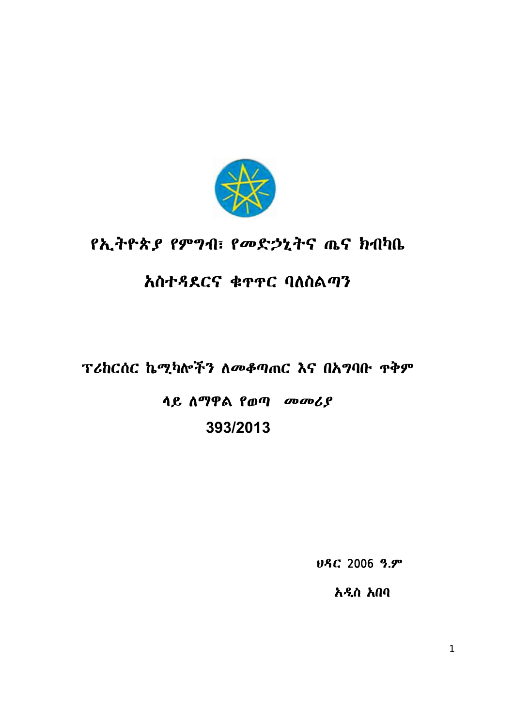# የኢትዮጵያ የምግብ፣ የመድኃኒትና ጤና ክብካቤ

# አስተዳደርና ቁጥጥር ባለስልጣን

## ፕሪከርሰር ኬሚካሎችን ለመቆጣጠር እና በአግባቡ ጥቅም

## ላይ ለማዋል የወጣ መመሪያ

## 393/2013

ህዳር 2006 ዓ.ም

አዲስ አበባ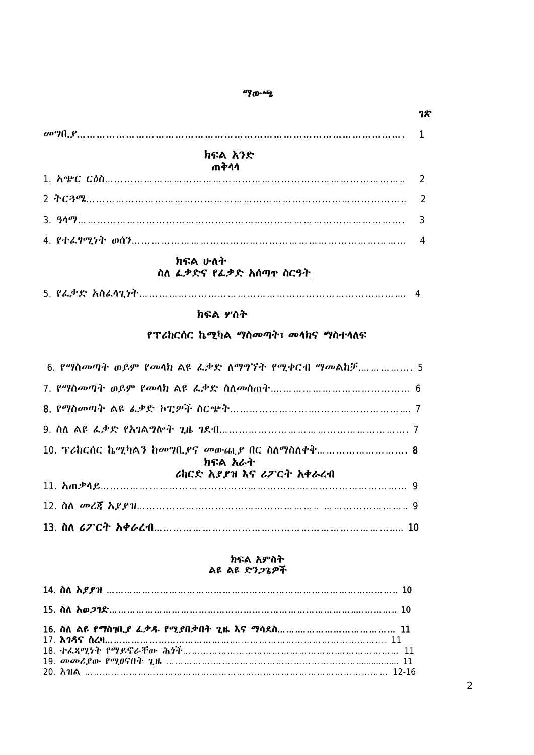## ማውጫ

| | ገጽ |
|---|---|
| መግቢያ………………………………………………………………………………………. | 1 |
| **ክፍል አንድ** **ጠቅላላ** | |
| 1. አጭር ርዕስ……………………………………………………………………………… | 2 |
| 2 ትርጓሜ……………………………………………………………………………………… | 2 |
| 3. ዓላማ………………………………………………………………………………………. | 3 |
| 4. የተፈፃሚነት ወሰን……………………………………………………………………… | 4 |
| **ክፍል ሁለት** **ስለ ፈቃድና የፈቃድ አሰጣጥ ስርዓት** | |
| 5. የፈቃድ አስፈላጊነት………………………………………………………………………. | 4 |
| **ክፍል ሦስት** **የፕሪከርሰር ኬሚካል ማስመጣት፣ መላክና ማስተላለፍ** | |
| 6. የማስመጣት ወይም የመላክ ልዩ ፈቃድ ለማግኘት የሚቀርብ ማመልከቻ……………. | 5 |
| 7. የማስመጣት ወይም የመላክ ልዩ ፈቃድ ስለመስጠት…………………………………… | 6 |
| 8. የማስመጣት ልዩ ፈቃድ ኮፒዎች ስርጭት………………………………………………. | 7 |
| 9. ስለ ልዩ ፈቃድ የአገልግሎት ጊዜ ገደብ……………………………………………. | 7 |
| 10. ፕሪከርሰር ኬሚካልን ከመግቢያና መውጫ በር ስለማስለቀቅ……………………. | 8 |
| **ክፍል አራት** **ሪከርድ አያያዝ እና ሪፖርት አቀራረብ** | |
| 11. አጠቃላይ……………………………………………………………………………… | 9 |
| 12. ስለ መረጃ አያያዝ…………………………………………… ……………………… | 9 |
| **13. ስለ ሪፖርት አቀራረብ……………………………………………………………..** | **10** |
| **ክፍል አምስት** **ልዩ ልዩ ድንጋጌዎች** | |
| **14. ስለ አያያዝ ……………………………………………………………………………** | **10** |
| **15. ስለ አወጋገድ…………………………………………………………..………** | **10** |
| **16. ስለ ልዩ የማስገቢያ ፈቃዱ የሚያበቃበት ጊዜ እና ማሳደስ………………………………** | **11** |
| 17. እገዳና ስረዛ……………………………………………………………………………. | 11 |
| 18. ተፈጻሚነት የማይኖራቸው ሕጎች………………………………………………………… | 11 |
| 19. መመሪያው የሚፀናበት ጊዜ …………………………………………………................ | 11 |
| 20. አባሪ ……………………………………………………………………………………… | 12-16 |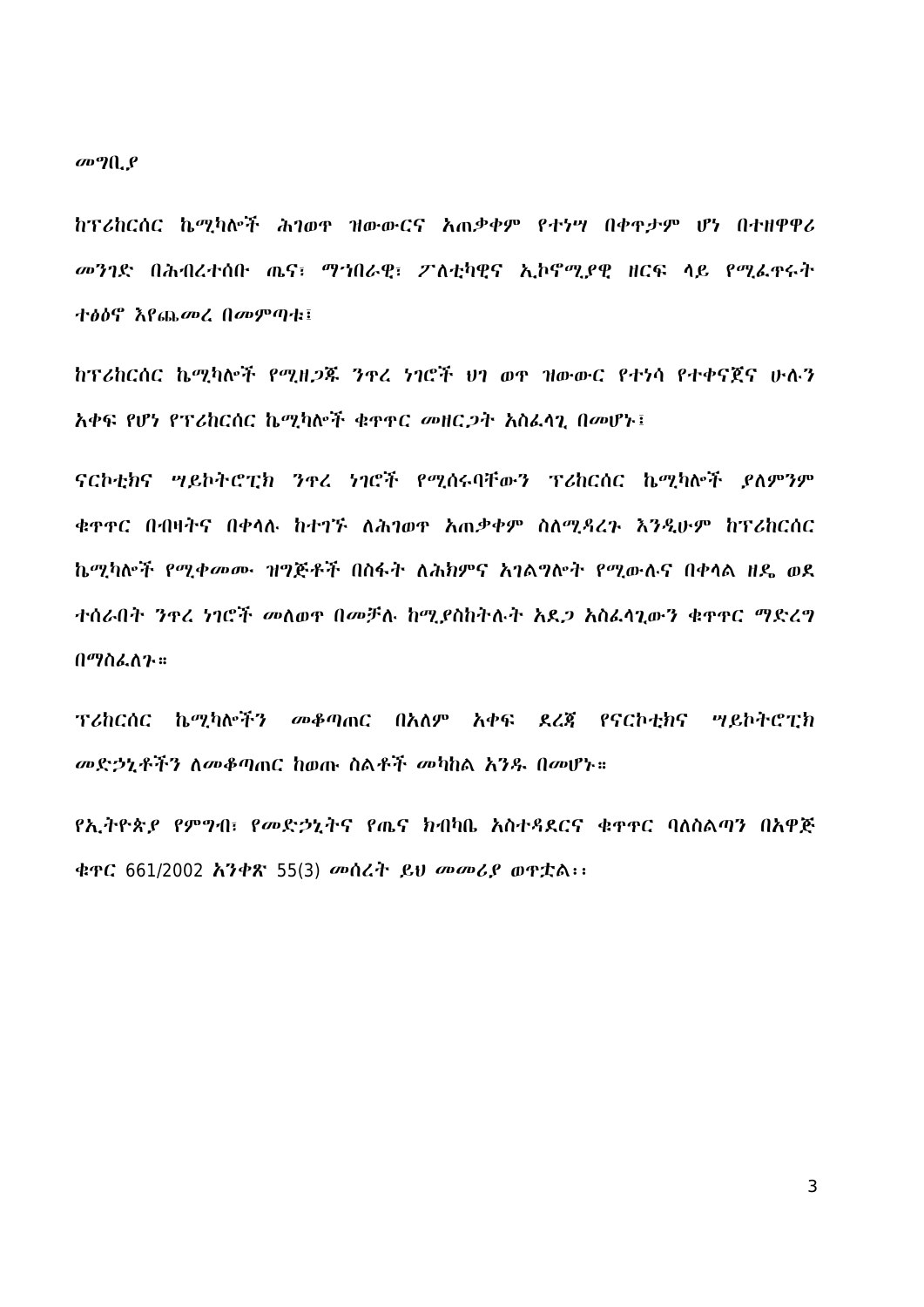*መግቢያ*

*ከፕሪከርሰር ኬሚካሎች ሕገወጥ ዝውውርና አጠቃቀም የተነሣ በቀጥታም ሆነ በተዘዋዋሪ መንገድ በሕብረተሰቡ ጤና፣ ማኀበራዊ፣ ፖለቲካዊና ኢኮኖሚያዊ ዘርፍ ላይ የሚፈጥሩት ተፅዕኖ እየጨመረ በመምጣቱ፤*

*ከፕሪከርሰር ኬሚካሎች የሚዘጋጁ ንጥረ ነገሮች ህገ ወጥ ዝውውር የተነሳ የተቀናጀና ሁሉን አቀፍ የሆነ የፕሪከርሰር ኬሚካሎች ቁጥጥር መዘርጋት አስፈላጊ በመሆኑ፤*

*ናርኮቲክና ሣይኮትሮፒክ ንጥረ ነገሮች የሚሰሩባቸውን ፕሪከርሰር ኬሚካሎች ያለምንም ቁጥጥር በብዛትና በቀላሉ ከተገኙ ለሕገወጥ አጠቃቀም ስለሚዳረጉ እንዲሁም ከፕሪከርሰር ኬሚካሎች የሚቀመሙ ዝግጅቶች በስፋት ለሕክምና አገልግሎት የሚውሉና በቀላል ዘዴ ወደ ተሰራበት ንጥረ ነገሮች መለወጥ በመቻሉ ከሚያስከትሉት አደጋ አስፈላጊውን ቁጥጥር ማድረግ በማስፈለጉ።*

*ፕሪከርሰር ኬሚካሎችን መቆጣጠር በአለም አቀፍ ደረጃ የናርኮቲክና ሣይኮትሮፒክ መድኃኒቶችን ለመቆጣጠር ከወጡ ስልቶች መካከል አንዱ በመሆኑ።*

*የኢትዮጵያ የምግብ፣ የመድኃኒትና የጤና ክብካቤ አስተዳደርና ቁጥጥር ባለስልጣን በአዋጅ ቁጥር* 661/2002 *አንቀጽ* 55(3) *መሰረት ይህ መመሪያ ወጥቷል፡፡*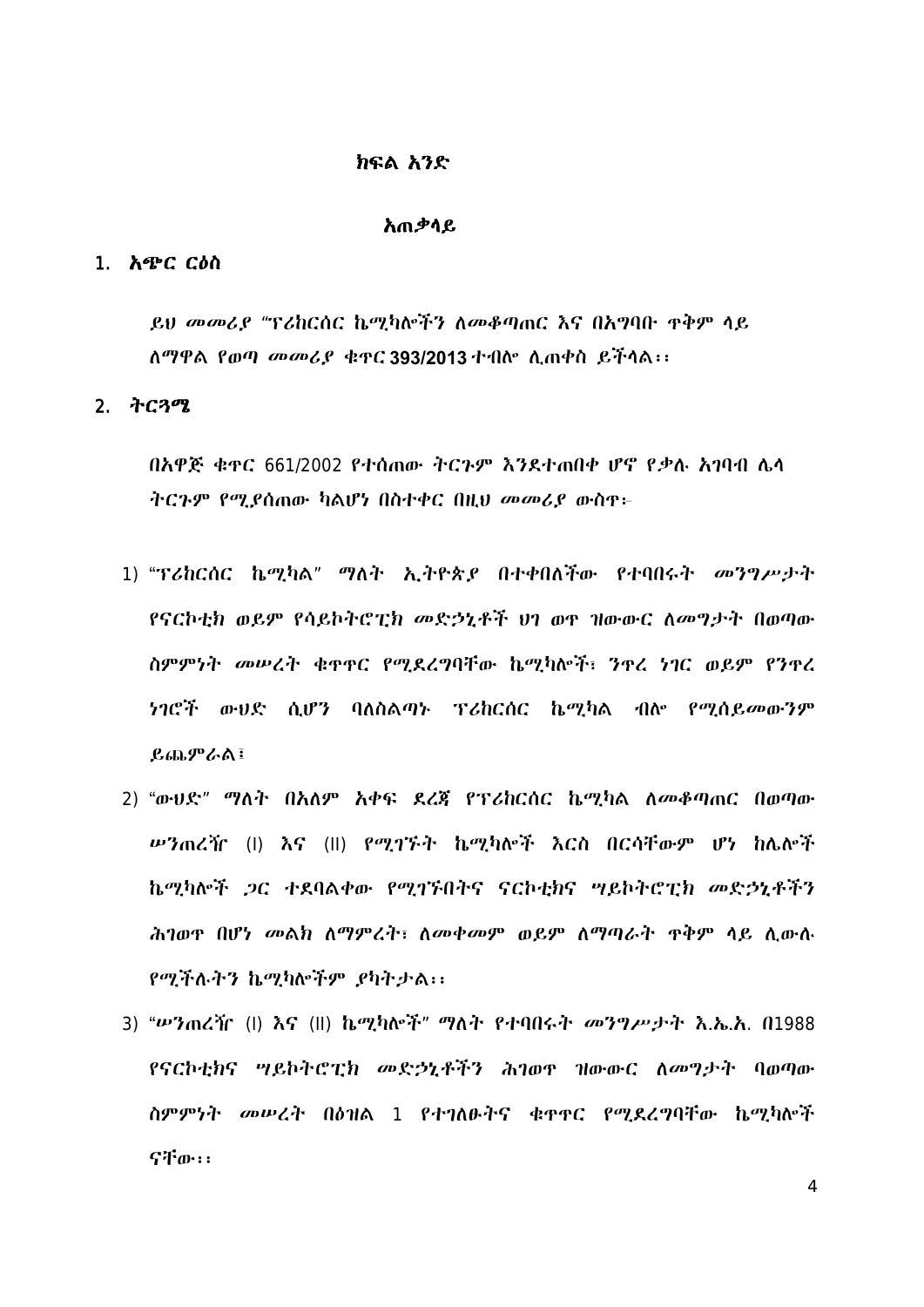## ክፍል አንድ

## አጠቃላይ

### 1. አጭር ርዕስ

*ይህ መመሪያ "ፕሪከርሰር ኬሚካሎችን ለመቆጣጠር እና በአግባቡ ጥቅም ላይ ለማዋል የወጣ መመሪያ ቁጥር* **393/2013** *ተብሎ ሊጠቀስ ይችላል፡፡*

### 2. ትርጓሜ

*በአዋጅ ቁጥር* 661/2002 *የተሰጠው ትርጉም እንደተጠበቀ ሆኖ የቃሉ አገባብ ሌላ ትርጉም የሚያሰጠው ካልሆነ በስተቀር በዚህ መመሪያ ውስጥ፦*

1) *"ፕሪከርሰር ኬሚካል" ማለት ኢትዮጵያ በተቀበለችው የተባበሩት መንግሥታት የናርኮቲክ ወይም የሳይኮትሮፒክ መድኃኒቶች ህገ ወጥ ዝውውር ለመግታት በወጣው ስምምነት መሠረት ቁጥጥር የሚደረግባቸው ኬሚካሎች፣ ንጥረ ነገር ወይም የንጥረ ነገሮች ውህድ ሲሆን ባለስልጣኑ ፕሪከርሰር ኬሚካል ብሎ የሚሰይመውንም ይጨምራል፤*

2) *"ውህድ" ማለት በአለም አቀፍ ደረጃ የፕሪከርሰር ኬሚካል ለመቆጣጠር በወጣው ሠንጠረዥ* (I) *እና* (II) *የሚገኙት ኬሚካሎች እርስ በርሳቸውም ሆነ ከሌሎች ኬሚካሎች ጋር ተደባልቀው የሚገኙበትና ናርኮቲክና ሣይኮትሮፒክ መድኃኒቶችን ሕገወጥ በሆነ መልክ ለማምረት፣ ለመቀመም ወይም ለማጣራት ጥቅም ላይ ሊውሉ የሚችሉትን ኬሚካሎችም ያካትታል፡፡*

3) *"ሠንጠረዥ* (I) *እና* (II) *ኬሚካሎች" ማለት የተባበሩት መንግሥታት እ.ኤ.አ. በ*1988 *የናርኮቲክና ሣይኮትሮፒክ መድኃኒቶችን ሕገወጥ ዝውውር ለመግታት ባወጣው ስምምነት መሠረት በዕዝል* 1 *የተገለፁትና ቁጥጥር የሚደረግባቸው ኬሚካሎች ናቸው፡፡*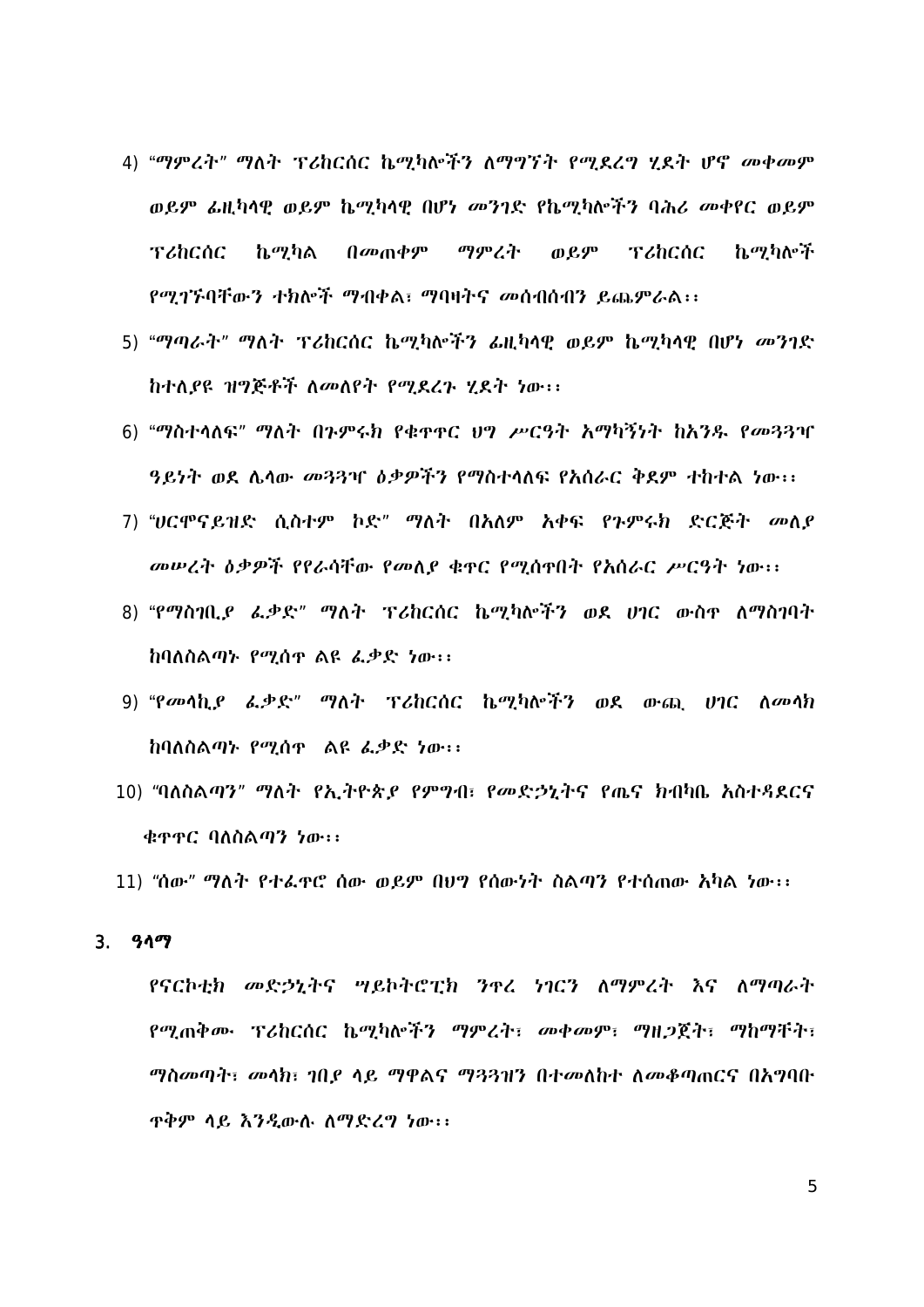4) *"ማምረት" ማለት ፕሪከርሰር ኬሚካሎችን ለማግኘት የሚደረግ ሂደት ሆኖ መቀመም ወይም ፊዚካላዊ ወይም ኬሚካላዊ በሆነ መንገድ የኬሚካሎችን ባሕሪ መቀየር ወይም ፕሪከርሰር ኬሚካል በመጠቀም ማምረት ወይም ፕሪከርሰር ኬሚካሎች የሚገኙባቸውን ተክሎች ማብቀል፣ ማባዛትና መሰብሰብን ይጨምራል፡፡*

5) *"ማጣራት" ማለት ፕሪከርሰር ኬሚካሎችን ፊዚካላዊ ወይም ኬሚካላዊ በሆነ መንገድ ከተለያዩ ዝግጅቶች ለመለየት የሚደረጉ ሂደት ነው፡፡*

6) *"ማስተላለፍ" ማለት በጉምሩክ የቁጥጥር ህግ ሥርዓት አማካኝነት ከአንዱ የመጓጓዣ ዓይነት ወደ ሌላው መጓጓዣ ዕቃዎችን የማስተላለፍ የአሰራር ቅደም ተከተል ነው፡፡*

7) *"ሀርሞናይዝድ ሲስተም ኮድ" ማለት በአለም አቀፍ የጉምሩክ ድርጅት መለያ መሠረት ዕቃዎች የየራሳቸው የመለያ ቁጥር የሚሰጥበት የአሰራር ሥርዓት ነው፡፡*

8) *"የማስገቢያ ፈቃድ" ማለት ፕሪከርሰር ኬሚካሎችን ወደ ሀገር ውስጥ ለማስገባት ከባለስልጣኑ የሚሰጥ ልዩ ፈቃድ ነው፡፡*

9) *"የመላኪያ ፈቃድ" ማለት ፕሪከርሰር ኬሚካሎችን ወደ ውጪ ሀገር ለመላክ ከባለስልጣኑ የሚሰጥ ልዩ ፈቃድ ነው፡፡*

10) *"ባለስልጣን" ማለት የኢትዮጵያ የምግብ፣ የመድኃኒትና የጤና ክብካቤ አስተዳደርና ቁጥጥር ባለስልጣን ነው፡፡*

11) *"ሰው" ማለት የተፈጥሮ ሰው ወይም በህግ የሰውነት ስልጣን የተሰጠው አካል ነው፡፡*

## 3. ዓላማ

*የናርኮቲክ መድኃኒትና ሣይኮትሮፒክ ንጥረ ነገርን ለማምረት እና ለማጣራት የሚጠቅሙ ፕሪከርሰር ኬሚካሎችን ማምረት፣ መቀመም፣ ማዘጋጀት፣ ማከማቸት፣ ማስመጣት፣ መላክ፣ ገበያ ላይ ማዋልና ማጓጓዝን በተመለከተ ለመቆጣጠርና በአግባቡ ጥቅም ላይ እንዲውሉ ለማድረግ ነው፡፡*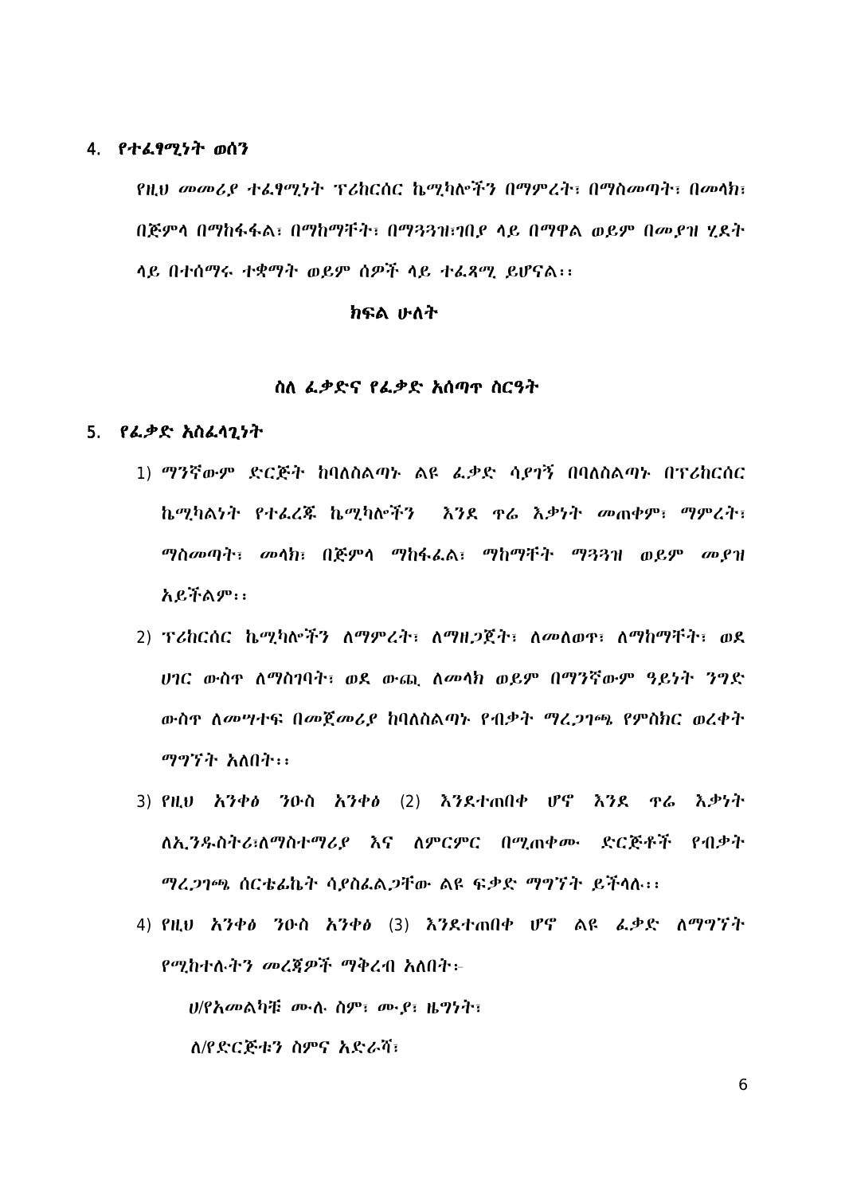4. **የተፈፃሚነት ወሰን**

*የዚህ መመሪያ ተፈፃሚነት ፕሪከርሰር ኬሚካሎችን በማምረት፣ በማስመጣት፣ በመላክ፣ በጅምላ በማከፋፋል፣ በማከማቸት፣ በማጓጓዝ፣ገበያ ላይ በማዋል ወይም በመያዝ ሂደት ላይ በተሰማሩ ተቋማት ወይም ሰዎች ላይ ተፈጻሚ ይሆናል፡፡*

## ክፍል ሁለት

## ስለ ፈቃድና የፈቃድ አሰጣጥ ስርዓት

5. **የፈቃድ አስፈላጊነት**

1) *ማንኛውም ድርጅት ከባለስልጣኑ ልዩ ፈቃድ ሳያገኝ በባለስልጣኑ በፕሪከርሰር ኬሚካልነት የተፈረጁ ኬሚካሎችን እንደ ጥሬ እቃነት መጠቀም፣ ማምረት፣ ማስመጣት፣ መላክ፣ በጅምላ ማከፋፈል፣ ማከማቸት ማጓጓዝ ወይም መያዝ አይችልም፡፡*
2) *ፕሪከርሰር ኬሚካሎችን ለማምረት፣ ለማዘጋጀት፣ ለመለወጥ፣ ለማከማቸት፣ ወደ ሀገር ውስጥ ለማስገባት፣ ወደ ውጪ ለመላክ ወይም በማንኛውም ዓይነት ንግድ ውስጥ ለመሣተፍ በመጀመሪያ ከባለስልጣኑ የብቃት ማረጋገጫ የምስክር ወረቀት ማግኘት አለበት፡፡*
3) *የዚህ አንቀፅ ንዑስ አንቀፅ* (2) *እንደተጠበቀ ሆኖ እንደ ጥሬ እቃነት ለኢንዱስትሪ፣ለማስተማሪያ እና ለምርምር በሚጠቀሙ ድርጅቶች የብቃት ማረጋገጫ ሰርቴፊኬት ሳያስፈልጋቸው ልዩ ፍቃድ ማግኘት ይችላሉ፡፡*
4) *የዚህ አንቀፅ ንዑስ አንቀፅ* (3) *እንደተጠበቀ ሆኖ ልዩ ፈቃድ ለማግኘት የሚከተሉትን መረጃዎች ማቅረብ አለበት፡-*

   *ሀ/የአመልካቹ ሙሉ ስም፣ ሙያ፣ ዜግነት፣*

   *ለ/የድርጅቱን ስምና አድራሻ፣*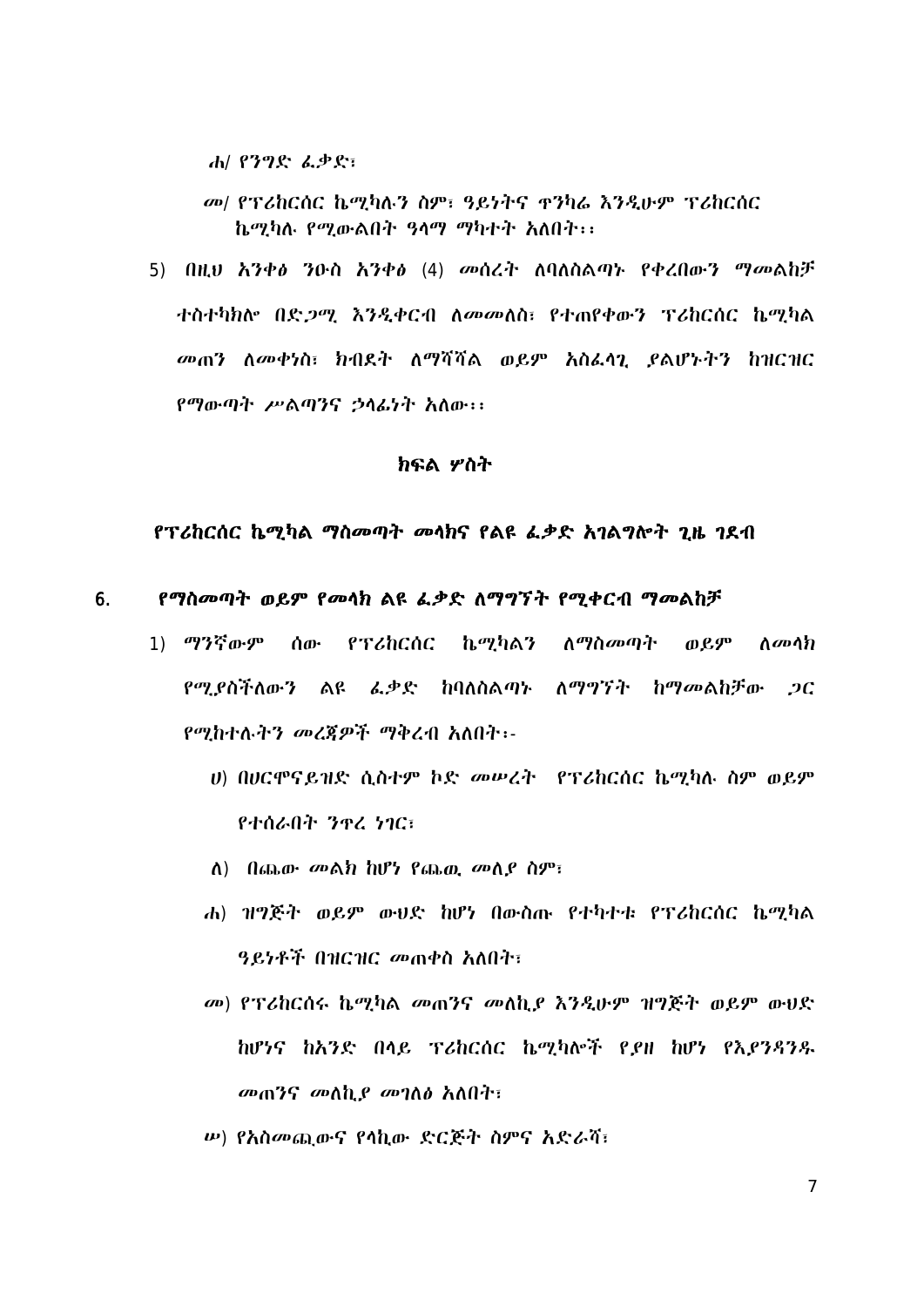ሐ/ የንግድ ፈቃድ፣

መ/ የፕሪከርሰር ኬሚካሉን ስም፣ ዓይነትና ጥንካሬ እንዲሁም ፕሪከርሰር ኬሚካሉ የሚውልበት ዓላማ ማካተት አለበት፡፡

5) በዚህ አንቀፅ ንዑስ አንቀፅ (4) መሰረት ለባለስልጣኑ የቀረበውን ማመልከቻ ተስተካክሎ በድጋሚ እንዲቀርብ ለመመለስ፣ የተጠየቀውን ፕሪከርሰር ኬሚካል መጠን ለመቀነስ፣ ክብደት ለማሻሻል ወይም አስፈላጊ ያልሆኑትን ከዝርዝር የማውጣት ሥልጣንና ኃላፊነት አለው፡፡

## ክፍል ሦስት

## የፕሪከርሰር ኬሚካል ማስመጣት መላክና የልዩ ፈቃድ አገልግሎት ጊዜ ገደብ

### 6. የማስመጣት ወይም የመላክ ልዩ ፈቃድ ለማግኘት የሚቀርብ ማመልከቻ

1) ማንኛውም ሰው የፕሪከርሰር ኬሚካልን ለማስመጣት ወይም ለመላክ የሚያስችለውን ልዩ ፈቃድ ከባለስልጣኑ ለማግኘት ከማመልከቻው ጋር የሚከተሉትን መረጃዎች ማቅረብ አለበት፡-

ሀ) በሀርሞናይዝድ ሲስተም ኮድ መሠረት የፕሪከርሰር ኬሚካሉ ስም ወይም የተሰራበት ንጥረ ነገር፣

ለ) በጨው መልክ ከሆነ የጨዉ መለያ ስም፣

ሐ) ዝግጅት ወይም ውህድ ከሆነ በውስጡ የተካተቱ የፕሪከርሰር ኬሚካል ዓይነቶች በዝርዝር መጠቀስ አለበት፣

መ) የፕሪከርሰሩ ኬሚካል መጠንና መለኪያ እንዲሁም ዝግጅት ወይም ውህድ ከሆነና ከአንድ በላይ ፕሪከርሰር ኬሚካሎች የያዘ ከሆነ የእያንዳንዱ መጠንና መለኪያ መገለፅ አለበት፣

ሠ) የአስመጪውና የላኪው ድርጅት ስምና አድራሻ፣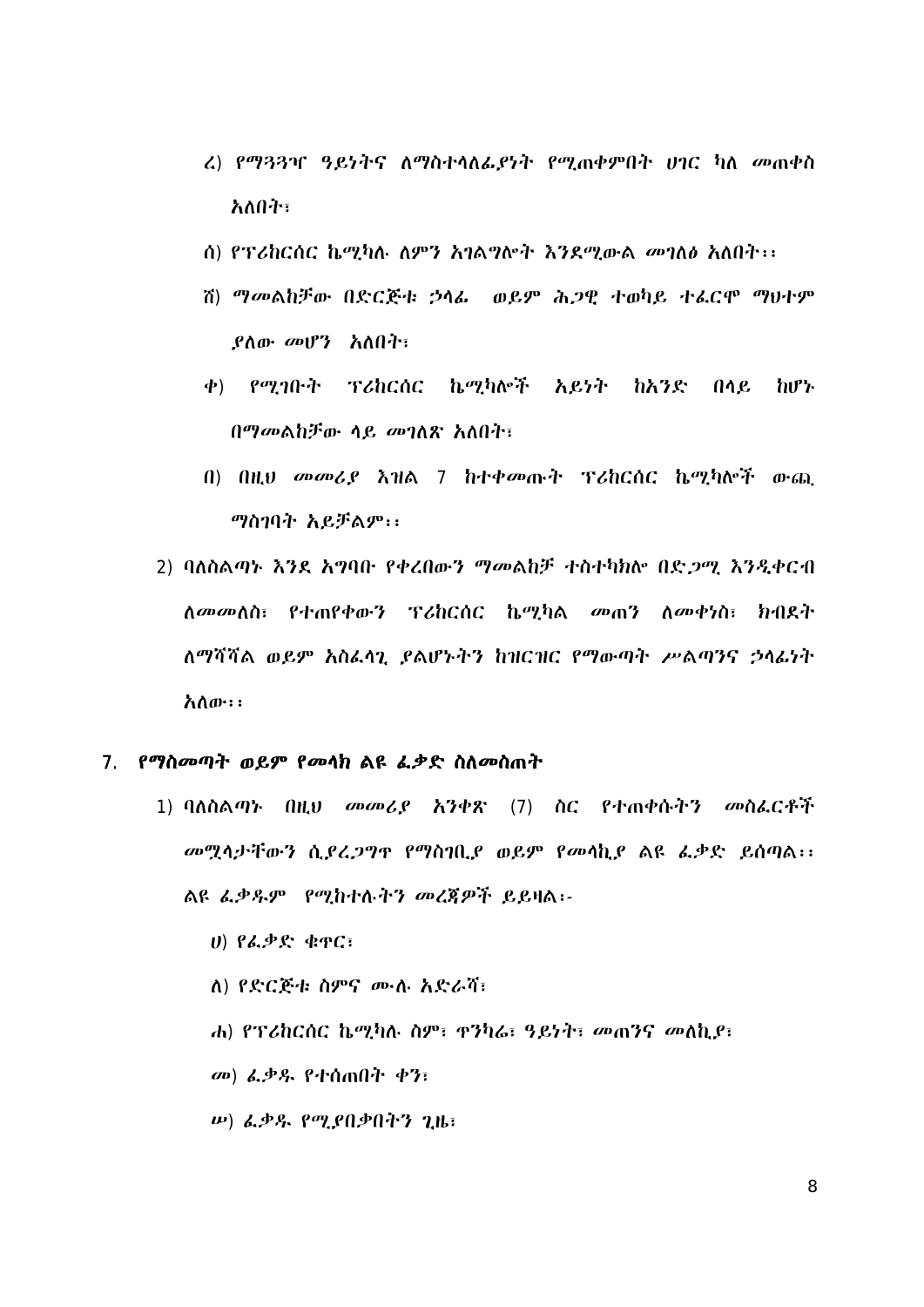ረ) የማጓጓዣ ዓይነትና ለማስተላለፊያነት የሚጠቀምበት ሀገር ካለ መጠቀስ አለበት፣

ሰ) የፕሪከርሰር ኬሚካሉ ለምን አገልግሎት እንደሚውል መገለፅ አለበት፡፡

ሸ) ማመልከቻው በድርጅቱ ኃላፊ ወይም ሕጋዊ ተወካይ ተፈርሞ ማህተም ያለው መሆን አለበት፣

ቀ) የሚገቡት ፕሪከርሰር ኬሚካሎች አይነት ከአንድ በላይ ከሆኑ በማመልከቻው ላይ መገለጽ አለበት፣

በ) በዚህ መመሪያ እዝል 7 ከተቀመጡት ፕሪከርሰር ኬሚካሎች ውጪ ማስገባት አይቻልም፡፡

2) ባለስልጣኑ እንደ አግባቡ የቀረበውን ማመልከቻ ተስተካክሎ በድጋሚ እንዲቀርብ ለመመለስ፣ የተጠየቀውን ፕሪከርሰር ኬሚካል መጠን ለመቀነስ፣ ክብደት ለማሻሻል ወይም አስፈላጊ ያልሆኑትን ከዝርዝር የማውጣት ሥልጣንና ኃላፊነት አለው፡፡

## 7. የማስመጣት ወይም የመላክ ልዩ ፈቃድ ስለመስጠት

1) ባለስልጣኑ በዚህ መመሪያ አንቀጽ (7) ስር የተጠቀሱትን መስፈርቶች መሟላታቸውን ሲያረጋግጥ የማስገቢያ ወይም የመላኪያ ልዩ ፈቃድ ይሰጣል፡፡ ልዩ ፈቃዱም የሚከተሉትን መረጃዎች ይይዛል፡-

ሀ) የፈቃድ ቁጥር፣

ለ) የድርጅቱ ስምና ሙሉ አድራሻ፣

ሐ) የፕሪከርሰር ኬሚካሉ ስም፣ ጥንካሬ፣ ዓይነት፣ መጠንና መለኪያ፣

መ) ፈቃዱ የተሰጠበት ቀን፣

ሠ) ፈቃዱ የሚያበቃበትን ጊዜ፣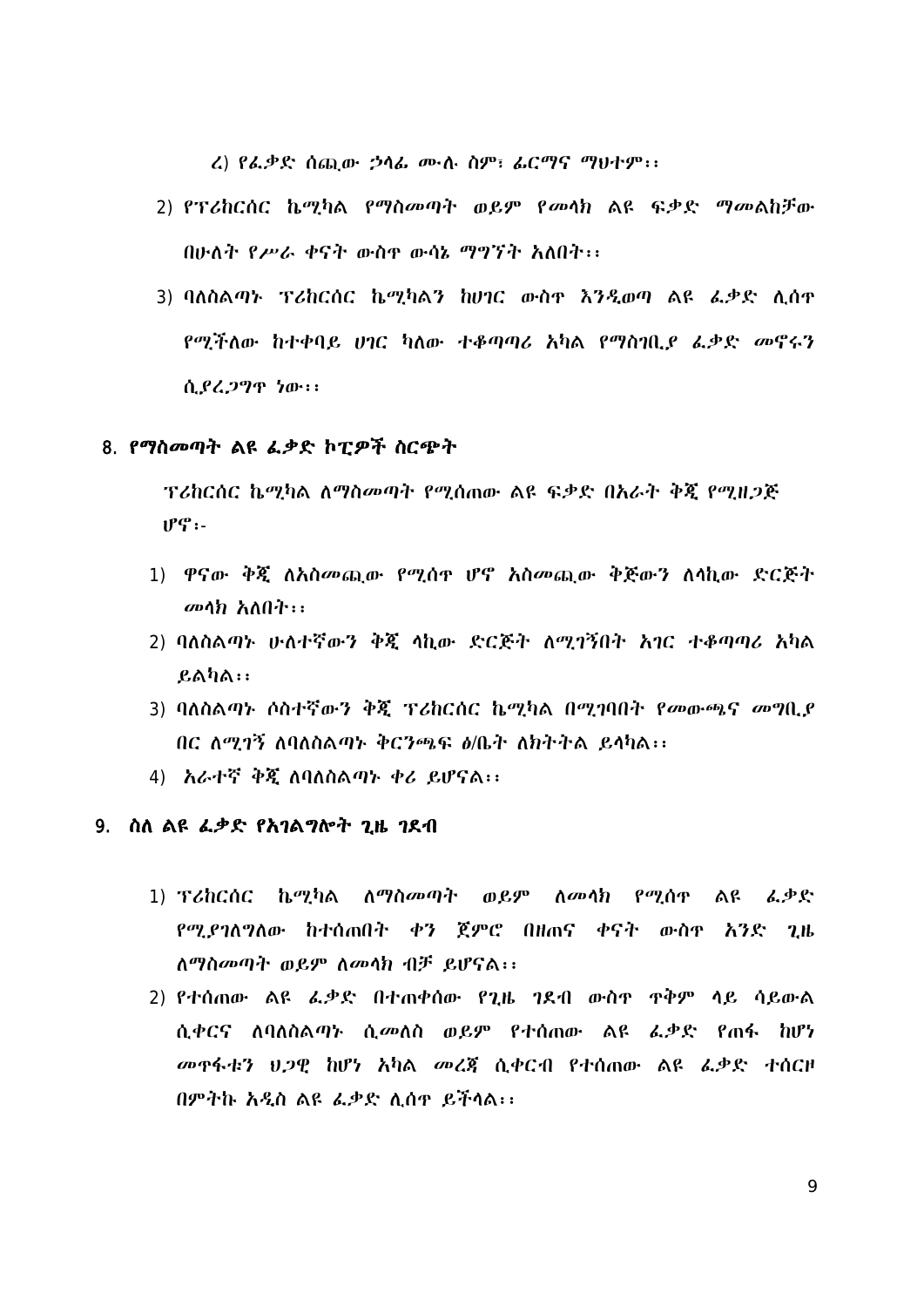ረ) የፈቃድ ሰጪው ኃላፊ ሙሉ ስም፣ ፊርማና ማህተም፡፡

2) የፕሪከርሰር ኬሚካል የማስመጣት ወይም የመላክ ልዩ ፍቃድ ማመልከቻው በሁለት የሥራ ቀናት ውስጥ ውሳኔ ማግኘት አለበት፡፡

3) ባለስልጣኑ ፕሪከርሰር ኬሚካልን ከሀገር ውስጥ እንዲወጣ ልዩ ፈቃድ ሊሰጥ የሚችለው ከተቀባይ ሀገር ካለው ተቆጣጣሪ አካል የማስገቢያ ፈቃድ መኖሩን ሲያረጋግጥ ነው፡፡

## 8. የማስመጣት ልዩ ፈቃድ ኮፒዎች ስርጭት

ፕሪከርሰር ኬሚካል ለማስመጣት የሚሰጠው ልዩ ፍቃድ በአራት ቅጂ የሚዘጋጅ ሆኖ፡-

1) ዋናው ቅጂ ለአስመጪው የሚሰጥ ሆኖ አስመጪው ቅጅውን ለላኪው ድርጅት መላክ አለበት፡፡
2) ባለስልጣኑ ሁለተኛውን ቅጂ ላኪው ድርጅት ለሚገኝበት አገር ተቆጣጣሪ አካል ይልካል፡፡
3) ባለስልጣኑ ሶስተኛውን ቅጂ ፕሪከርሰር ኬሚካል በሚገባበት የመውጫና መግቢያ በር ለሚገኝ ለባለስልጣኑ ቅርንጫፍ ፅ/ቤት ለክትትል ይላካል፡፡
4) አራተኛ ቅጂ ለባለስልጣኑ ቀሪ ይሆናል፡፡

## 9. ስለ ልዩ ፈቃድ የአገልግሎት ጊዜ ገደብ

1) ፕሪከርሰር ኬሚካል ለማስመጣት ወይም ለመላክ የሚሰጥ ልዩ ፈቃድ የሚያገለግለው ከተሰጠበት ቀን ጀምሮ በዘጠና ቀናት ውስጥ አንድ ጊዜ ለማስመጣት ወይም ለመላክ ብቻ ይሆናል፡፡
2) የተሰጠው ልዩ ፈቃድ በተጠቀሰው የጊዜ ገደብ ውስጥ ጥቅም ላይ ሳይውል ሲቀርና ለባለስልጣኑ ሲመለስ ወይም የተሰጠው ልዩ ፈቃድ የጠፋ ከሆነ መጥፋቱን ህጋዊ ከሆነ አካል መረጃ ሲቀርብ የተሰጠው ልዩ ፈቃድ ተሰርዞ በምትኩ አዲስ ልዩ ፈቃድ ሊሰጥ ይችላል፡፡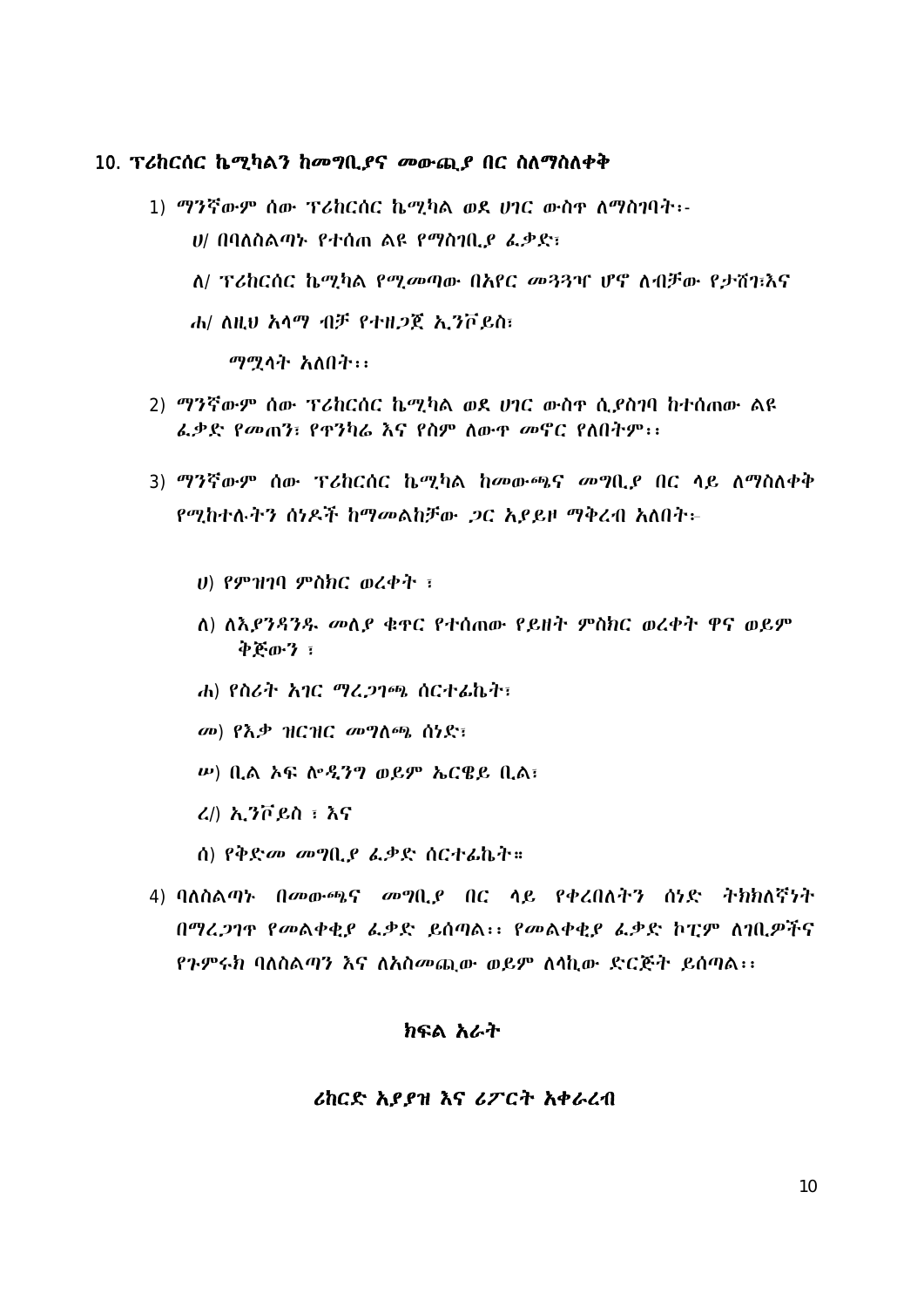## 10. ፕሪከርሰር ኬሚካልን ከመግቢያና መውጪያ በር ስለማስለቀቅ

1) ማንኛውም ሰው ፕሪከርሰር ኬሚካል ወደ ሀገር ውስጥ ለማስገባት፡-

   ሀ/ በባለስልጣኑ የተሰጠ ልዩ የማስገቢያ ፈቃድ፣

   ለ/ ፕሪከርሰር ኬሚካል የሚመጣው በአየር መጓጓዣ ሆኖ ለብቻው የታሸገ፣እና

   ሐ/ ለዚህ አላማ ብቻ የተዘጋጀ ኢንቮይስ፣

   ማሟላት አለበት፡፡

2) ማንኛውም ሰው ፕሪከርሰር ኬሚካል ወደ ሀገር ውስጥ ሲያስገባ ከተሰጠው ልዩ ፈቃድ የመጠን፣ የጥንካሬ እና የስም ለውጥ መኖር የለበትም፡፡

3) ማንኛውም ሰው ፕሪከርሰር ኬሚካል ከመውጫና መግቢያ በር ላይ ለማስለቀቅ የሚከተሉትን ሰነዶች ከማመልከቻው ጋር አያይዞ ማቅረብ አለበት፡-

   ሀ) የምዝገባ ምስክር ወረቀት ፣

   ለ) ለእያንዳንዱ መለያ ቁጥር የተሰጠው የይዘት ምስክር ወረቀት ዋና ወይም ቅጅውን ፣

   ሐ) የስሪት አገር ማረጋገጫ ሰርተፊኬት፣

   መ) የእቃ ዝርዝር መግለጫ ሰነድ፣

   ሠ) ቢል ኦፍ ሎዲንግ ወይም ኤርዌይ ቢል፣

   ረ/) ኢንቮይስ ፣ እና

   ሰ) የቅድመ መግቢያ ፈቃድ ሰርተፊኬት።

4) ባለስልጣኑ በመውጫና መግቢያ በር ላይ የቀረበለትን ሰነድ ትክክለኛነት በማረጋገጥ የመልቀቂያ ፈቃድ ይሰጣል፡፡ የመልቀቂያ ፈቃድ ኮፒም ለገቢዎችና የጉምሩክ ባለስልጣን እና ለአስመጪው ወይም ለላኪው ድርጅት ይሰጣል፡፡

## ክፍል አራት

### ሪከርድ አያያዝ እና ሪፖርት አቀራረብ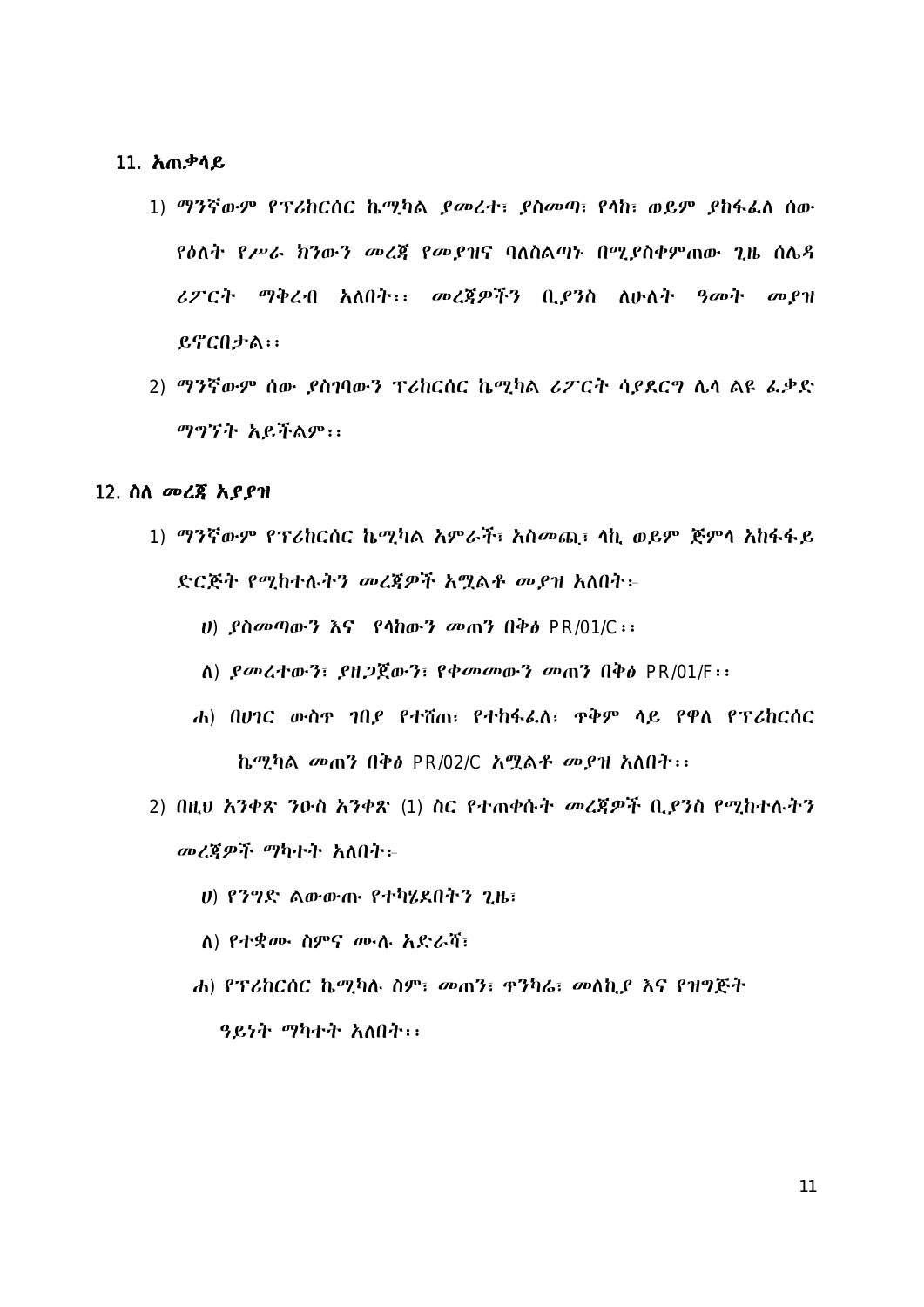## 11. አጠቃላይ

1) ማንኛውም የፕሪከርሰር ኬሚካል ያመረተ፣ ያስመጣ፣ የላከ፣ ወይም ያከፋፈለ ሰው የዕለት የሥራ ክንውን መረጃ የመያዝና ባለስልጣኑ በሚያስቀምጠው ጊዜ ሰሌዳ ሪፖርት ማቅረብ አለበት፡፡ መረጃዎችን ቢያንስ ለሁለት ዓመት መያዝ ይኖርበታል፡፡

2) ማንኛውም ሰው ያስገባውን ፕሪከርሰር ኬሚካል ሪፖርት ሳያደርግ ሌላ ልዩ ፈቃድ ማግኘት አይችልም፡፡

## 12. ስለ መረጃ አያያዝ

1) ማንኛውም የፕሪከርሰር ኬሚካል አምራች፣ አስመጪ፣ ላኪ ወይም ጅምላ አከፋፋይ ድርጅት የሚከተሉትን መረጃዎች አሟልቶ መያዝ አለበት፡-

   ሀ) ያስመጣውን እና የላከውን መጠን በቅፅ PR/01/C፡፡

   ለ) ያመረተውን፣ ያዘጋጀውን፣ የቀመመውን መጠን በቅፅ PR/01/F፡፡

   ሐ) በሀገር ውስጥ ገበያ የተሸጠ፣ የተከፋፈለ፣ ጥቅም ላይ የዋለ የፕሪከርሰር ኬሚካል መጠን በቅፅ PR/02/C አሟልቶ መያዝ አለበት፡፡

2) በዚህ አንቀጽ ንዑስ አንቀጽ (1) ስር የተጠቀሱት መረጃዎች ቢያንስ የሚከተሉትን መረጃዎች ማካተት አለበት፡-

   ሀ) የንግድ ልውውጡ የተካሄደበትን ጊዜ፣

   ለ) የተቋሙ ስምና ሙሉ አድራሻ፣

   ሐ) የፕሪከርሰር ኬሚካሉ ስም፣ መጠን፣ ጥንካሬ፣ መለኪያ እና የዝግጅት ዓይነት ማካተት አለበት፡፡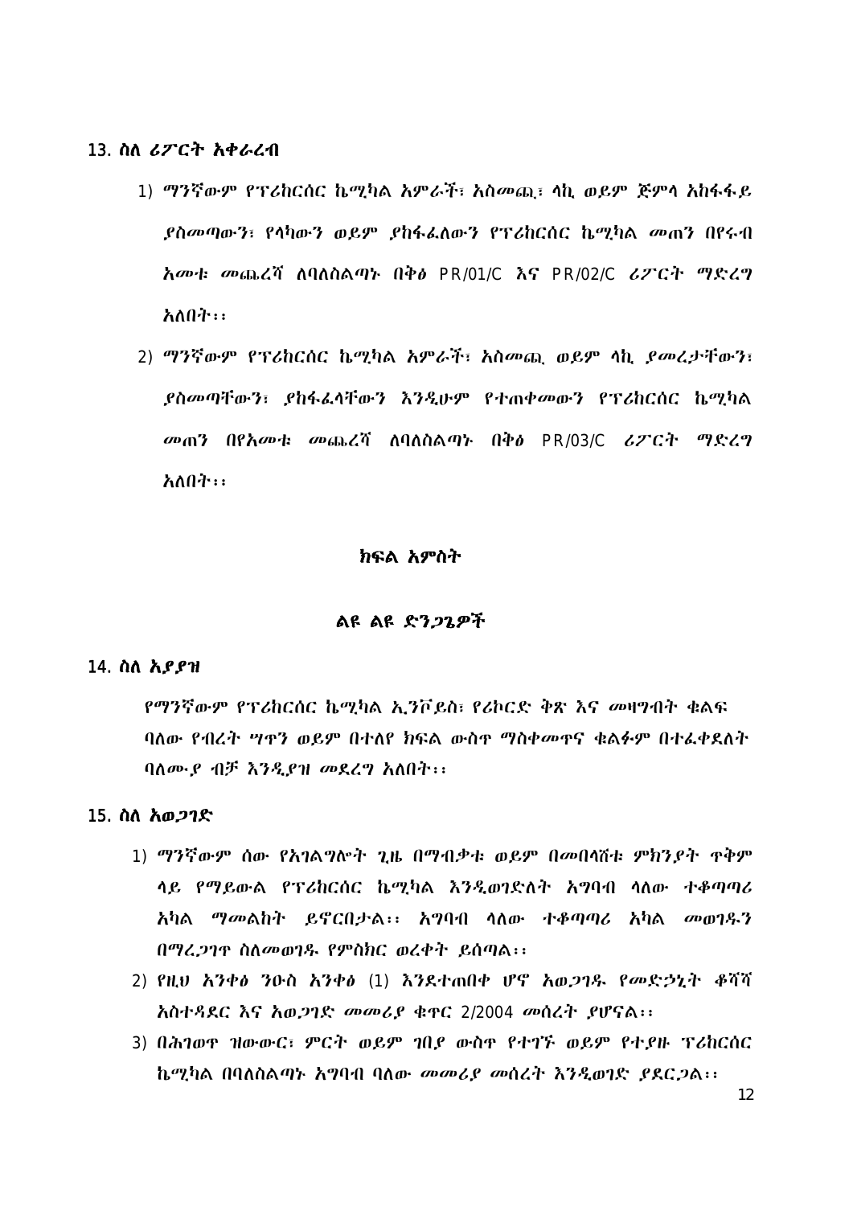## 13. ስለ ሪፖርት አቀራረብ

1) ማንኛውም የፕሪከርሰር ኬሚካል አምራች፣ አስመጪ፣ ላኪ ወይም ጅምላ አከፋፋይ ያስመጣውን፣ የላከውን ወይም ያከፋፈለውን የፕሪከርሰር ኬሚካል መጠን በየሩብ አመቱ መጨረሻ ለባለስልጣኑ በቅፅ PR/01/C እና PR/02/C ሪፖርት ማድረግ አለበት፡፡

2) ማንኛውም የፕሪከርሰር ኬሚካል አምራች፣ አስመጪ ወይም ላኪ ያመረታቸውን፣ ያስመጣቸውን፣ ያከፋፈላቸውን እንዲሁም የተጠቀመውን የፕሪከርሰር ኬሚካል መጠን በየአመቱ መጨረሻ ለባለስልጣኑ በቅፅ PR/03/C ሪፖርት ማድረግ አለበት፡፡

# ክፍል አምስት

## ልዩ ልዩ ድንጋጌዎች

## 14. ስለ አያያዝ

የማንኛውም የፕሪከርሰር ኬሚካል ኢንቮይስ፣ የሪኮርድ ቅጽ እና መዛግብት ቁልፍ ባለው የብረት ሣጥን ወይም በተለየ ክፍል ውስጥ ማስቀመጥና ቁልፉም በተፈቀደለት ባለሙያ ብቻ እንዲያዝ መደረግ አለበት፡፡

## 15. ስለ አወጋገድ

1) ማንኛውም ሰው የአገልግሎት ጊዜ በማብቃቱ ወይም በመበላሸቱ ምክንያት ጥቅም ላይ የማይውል የፕሪከርሰር ኬሚካል እንዲወገድለት አግባብ ላለው ተቆጣጣሪ አካል ማመልከት ይኖርበታል፡፡ አግባብ ላለው ተቆጣጣሪ አካል መወገዱን በማረጋገጥ ስለመወገዱ የምስክር ወረቀት ይሰጣል፡፡

2) የዚህ አንቀፅ ንዑስ አንቀፅ (1) እንደተጠበቀ ሆኖ አወጋገዱ የመድኃኒት ቆሻሻ አስተዳደር እና አወጋገድ መመሪያ ቁጥር 2/2004 መሰረት ያሆናል፡፡

3) በሕገወጥ ዝውውር፣ ምርት ወይም ገበያ ውስጥ የተገኙ ወይም የተያዙ ፕሪከርሰር ኬሚካል በባለስልጣኑ አግባብ ባለው መመሪያ መሰረት እንዲወገድ ያደርጋል፡፡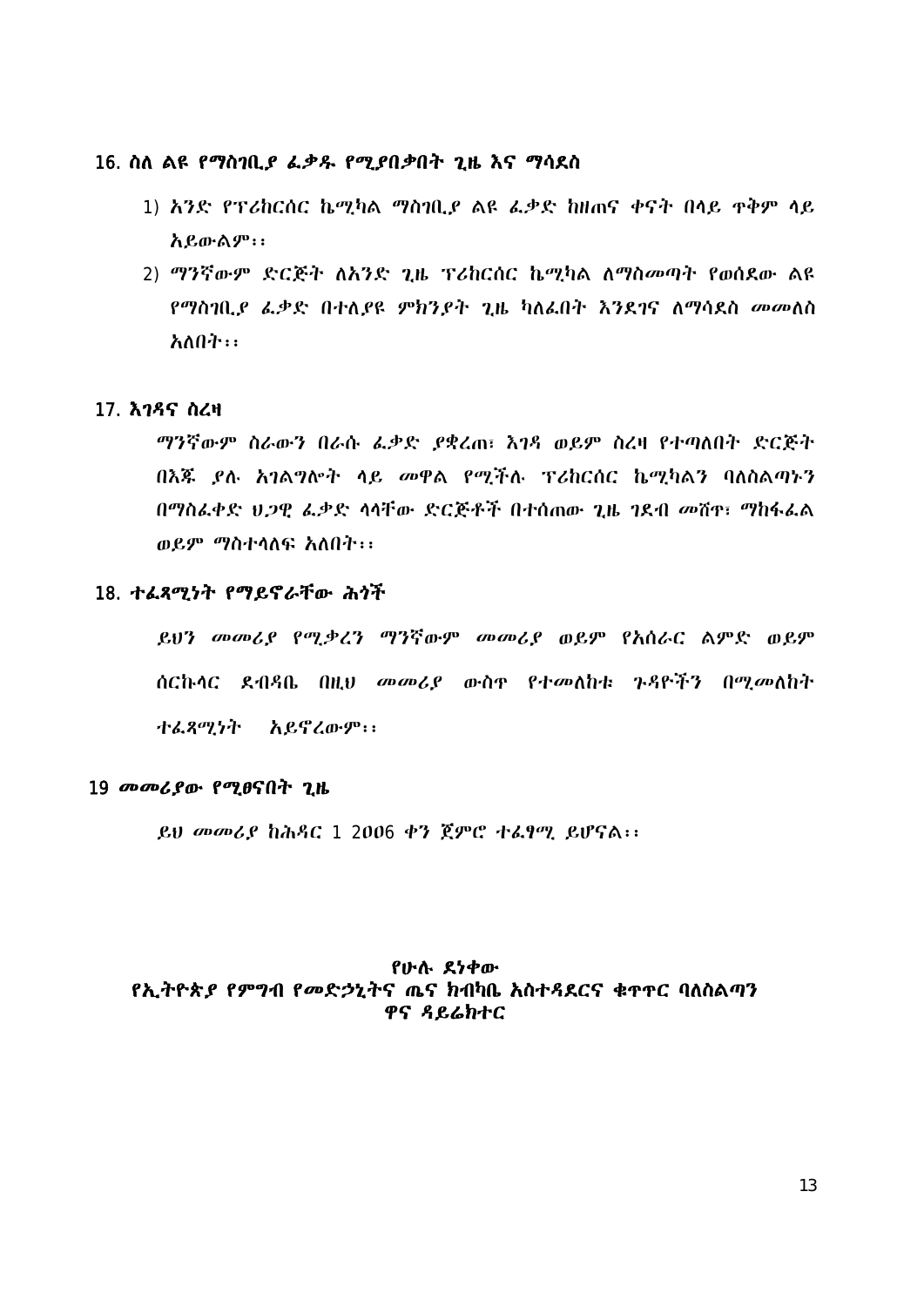## 16. ስለ ልዩ የማስገቢያ ፈቃዱ የሚያበቃበት ጊዜ እና ማሳደስ

1) አንድ የፕሪከርሰር ኬሚካል ማስገቢያ ልዩ ፈቃድ ከዘጠና ቀናት በላይ ጥቅም ላይ አይውልም፡፡
2) ማንኛውም ድርጅት ለአንድ ጊዜ ፕሪከርሰር ኬሚካል ለማስመጣት የወሰደው ልዩ የማስገቢያ ፈቃድ በተለያዩ ምክንያት ጊዜ ካለፈበት እንደገና ለማሳደስ መመለስ አለበት፡፡

## 17. እገዳና ስረዛ

ማንኛውም ስራውን በራሱ ፈቃድ ያቋረጠ፣ እገዳ ወይም ስረዛ የተጣለበት ድርጅት በእጁ ያሉ አገልግሎት ላይ መዋል የሚችሉ ፕሪከርሰር ኬሚካልን ባለስልጣኑን በማስፈቀድ ህጋዊ ፈቃድ ላላቸው ድርጅቶች በተሰጠው ጊዜ ገደብ መሸጥ፣ ማከፋፈል ወይም ማስተላለፍ አለበት፡፡

## 18. ተፈጻሚነት የማይኖራቸው ሕጎች

ይህን መመሪያ የሚቃረን ማንኛውም መመሪያ ወይም የአሰራር ልምድ ወይም ሰርኩላር ደብዳቤ በዚህ መመሪያ ውስጥ የተመለከቱ ጉዳዮችን በሚመለከት ተፈጻሚነት አይኖረውም፡፡

## 19 መመሪያው የሚፀናበት ጊዜ

ይህ መመሪያ ከሕዳር 1 2006 ቀን ጀምሮ ተፈፃሚ ይሆናል፡፡

**የሁሉ ደነቀው**
**የኢትዮጵያ የምግብ የመድኃኒትና ጤና ክብካቤ አስተዳደርና ቁጥጥር ባለስልጣን**
**ዋና ዳይሬክተር**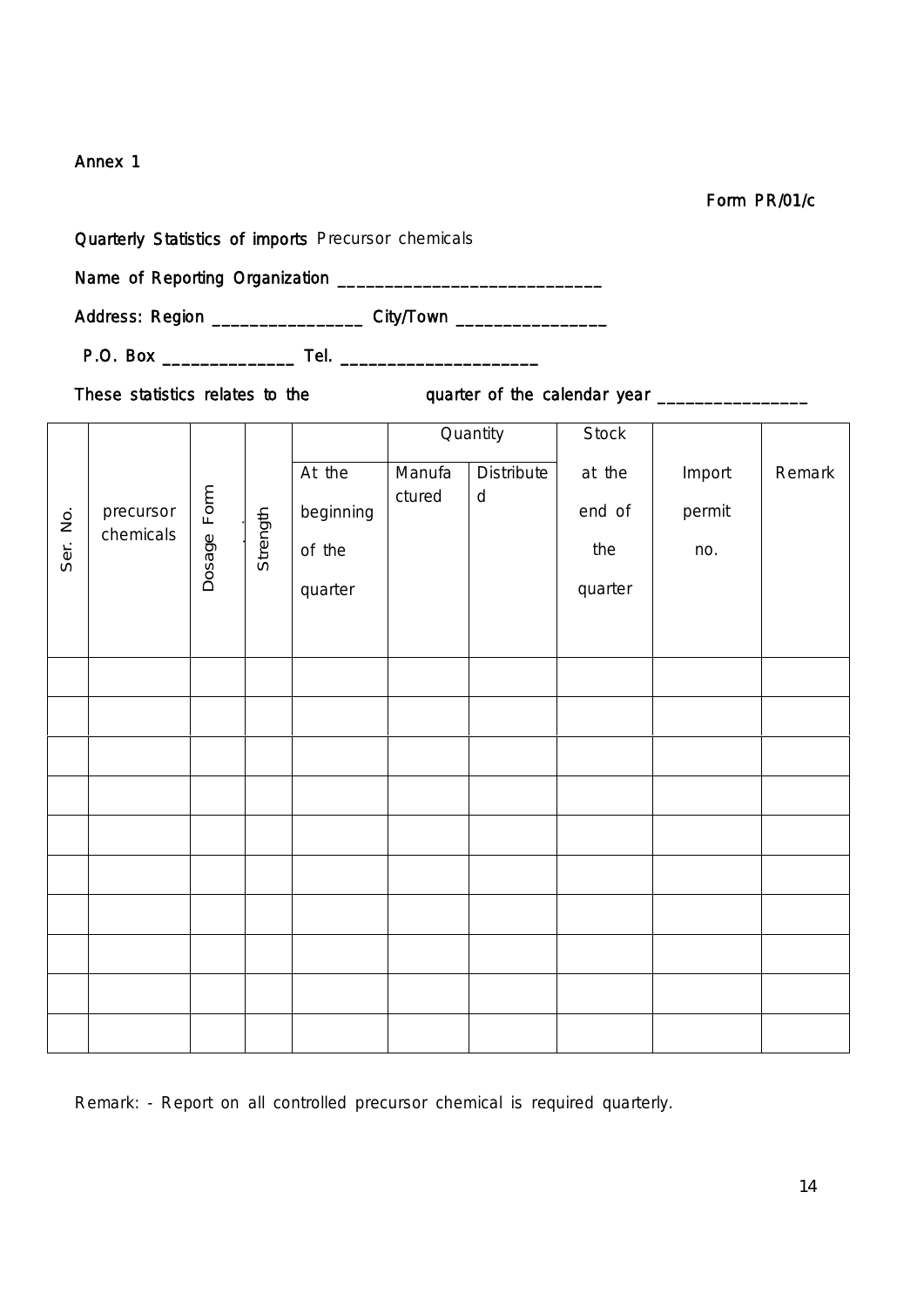Annex 1

Form PR/01/c

Quarterly Statistics of imports Precursor chemicals

Name of Reporting Organization ___________________________

Address: Region ________________ City/Town ________________

P.O. Box ______________ Tel. _____________________

These statistics relates to the quarter of the calendar year _______________

| Ser. No. | precursor chemicals | Dosage Form | Strength | Quantity | | | Stock | Import permit no. | Remark |
|---|---|---|---|---|---|---|---|---|---|
| | | | | At the beginning of the quarter | Manufactured | Distributed | at the end of the quarter | | |
| | | | | | | | | | |
| | | | | | | | | | |
| | | | | | | | | | |
| | | | | | | | | | |
| | | | | | | | | | |
| | | | | | | | | | |
| | | | | | | | | | |
| | | | | | | | | | |
| | | | | | | | | | |
| | | | | | | | | | |

Remark: - Report on all controlled precursor chemical is required quarterly.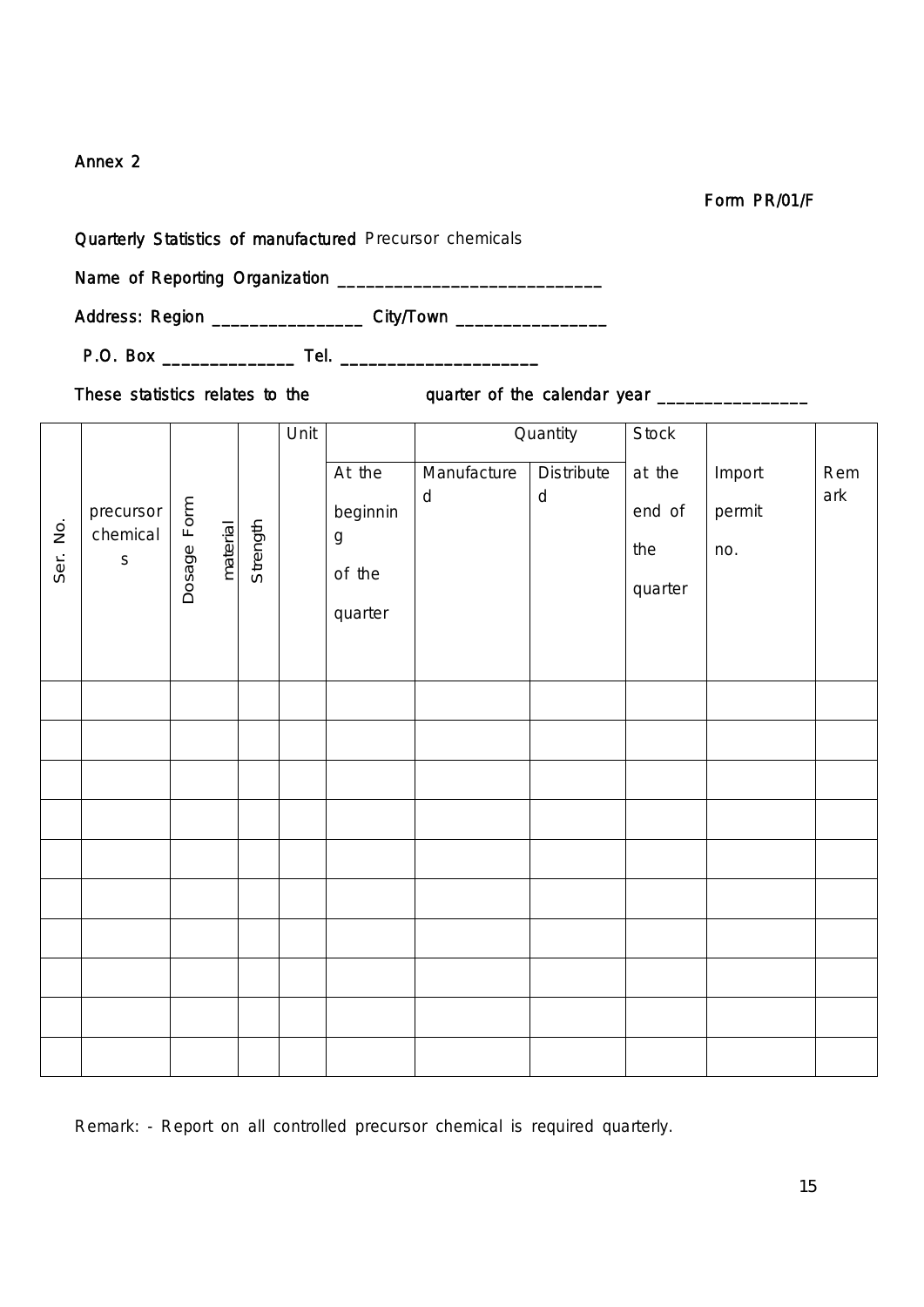Annex 2

Form PR/01/F

Quarterly Statistics of manufactured Precursor chemicals

Name of Reporting Organization ____________________________

Address: Region ________________ City/Town ________________

P.O. Box ______________ Tel. _____________________

These statistics relates to the quarter of the calendar year ________________

| Ser. No. | precursor chemicals | Dosage Form material | Strength | Unit | | Quantity | | Stock | Import permit no. | Remark |
|---|---|---|---|---|---|---|---|---|---|---|
| | | | | | At the beginning of the quarter | Manufactured | Distributed | at the end of the quarter | | |
| | | | | | | | | | | |
| | | | | | | | | | | |
| | | | | | | | | | | |
| | | | | | | | | | | |
| | | | | | | | | | | |
| | | | | | | | | | | |
| | | | | | | | | | | |
| | | | | | | | | | | |
| | | | | | | | | | | |
| | | | | | | | | | | |

Remark: - Report on all controlled precursor chemical is required quarterly.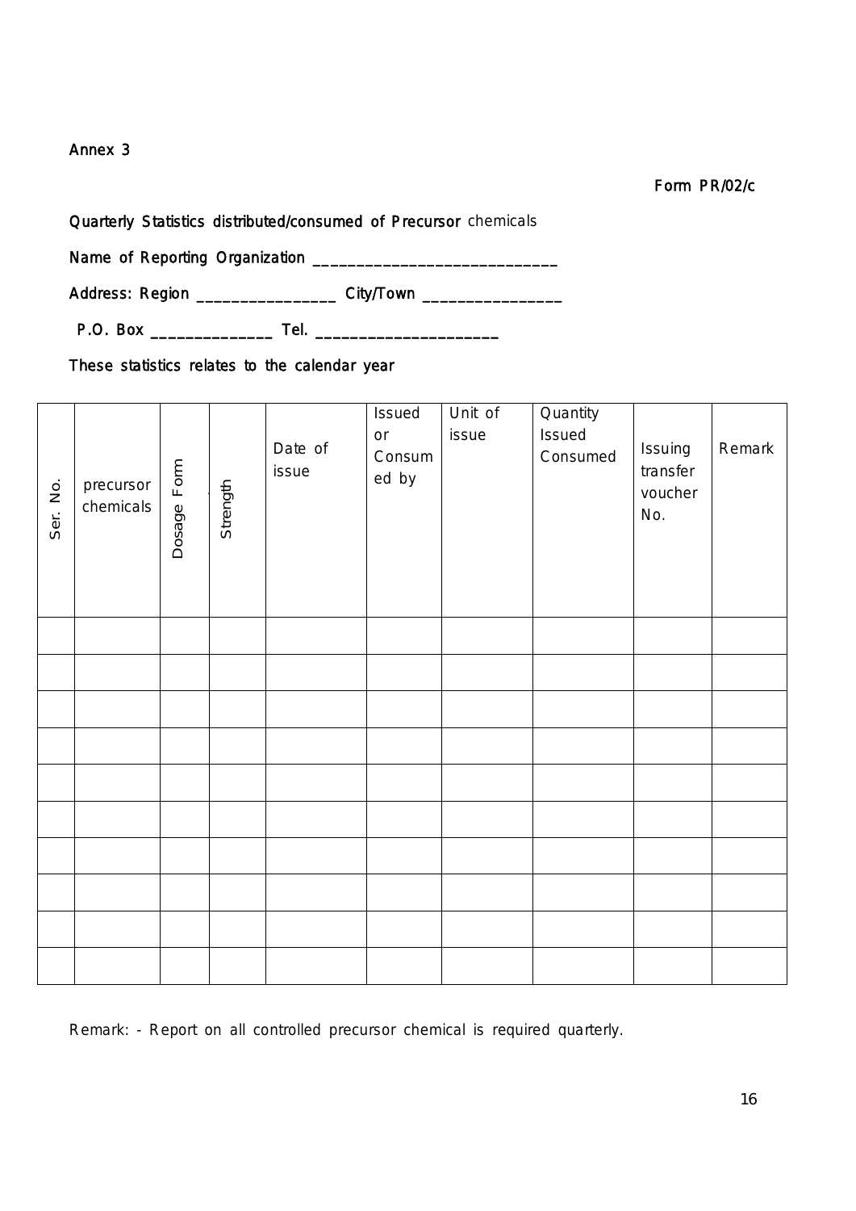Annex 3

Form PR/02/c

Quarterly Statistics distributed/consumed of Precursor chemicals

Name of Reporting Organization ____________________________

Address: Region ________________ City/Town ________________

P.O. Box ______________ Tel. _____________________

These statistics relates to the calendar year

| Ser. No. | precursor chemicals | Dosage Form | Strength | Date of issue | Issued or Consumed by | Unit of issue | Quantity Issued Consumed | Issuing transfer voucher No. | Remark |
|---|---|---|---|---|---|---|---|---|---|
| | | | | | | | | | |
| | | | | | | | | | |
| | | | | | | | | | |
| | | | | | | | | | |
| | | | | | | | | | |
| | | | | | | | | | |
| | | | | | | | | | |
| | | | | | | | | | |
| | | | | | | | | | |
| | | | | | | | | | |

Remark: - Report on all controlled precursor chemical is required quarterly.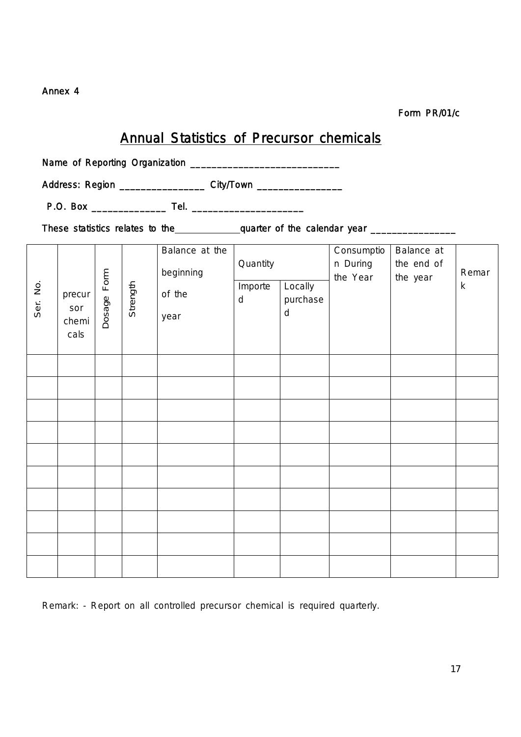Annex 4

Form PR/01/c

# Annual Statistics of Precursor chemicals

Name of Reporting Organization ___________________________

Address: Region _______________ City/Town _______________

P.O. Box _____________ Tel. ____________________

These statistics relates to the____________quarter of the calendar year _______________

| Ser. No. | precursor chemicals | Dosage Form | Strength | Balance at the beginning of the year | Quantity | | Consumption During the Year | Balance at the end of the year | Remark |
|---|---|---|---|---|---|---|---|---|---|
| | | | | | Imported | Locally purchased | | | |
| | | | | | | | | | |
| | | | | | | | | | |
| | | | | | | | | | |
| | | | | | | | | | |
| | | | | | | | | | |
| | | | | | | | | | |
| | | | | | | | | | |
| | | | | | | | | | |
| | | | | | | | | | |
| | | | | | | | | | |

Remark: - Report on all controlled precursor chemical is required quarterly.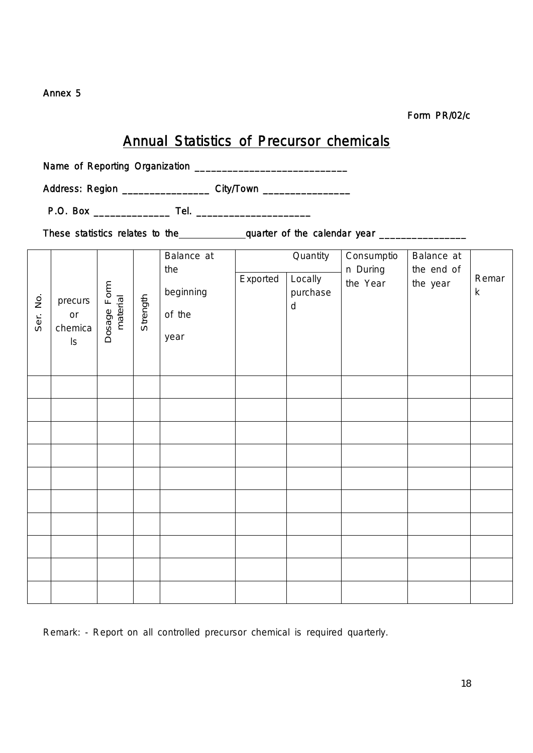Annex 5

Form PR/02/c

# Annual Statistics of Precursor chemicals

Name of Reporting Organization ____________________________

Address: Region ________________ City/Town ________________

P.O. Box ______________ Tel. _____________________

These statistics relates to the_____________quarter of the calendar year ________________

| Ser. No. | precursor chemicals | Dosage Form material | Strength | Balance at the beginning of the year | Quantity | | Consumption During the Year | Balance at the end of the year | Remark |
|---|---|---|---|---|---|---|---|---|---|
| | | | | | Exported | Locally purchased | | | |
| | | | | | | | | | |
| | | | | | | | | | |
| | | | | | | | | | |
| | | | | | | | | | |
| | | | | | | | | | |
| | | | | | | | | | |
| | | | | | | | | | |
| | | | | | | | | | |
| | | | | | | | | | |
| | | | | | | | | | |

Remark: - Report on all controlled precursor chemical is required quarterly.